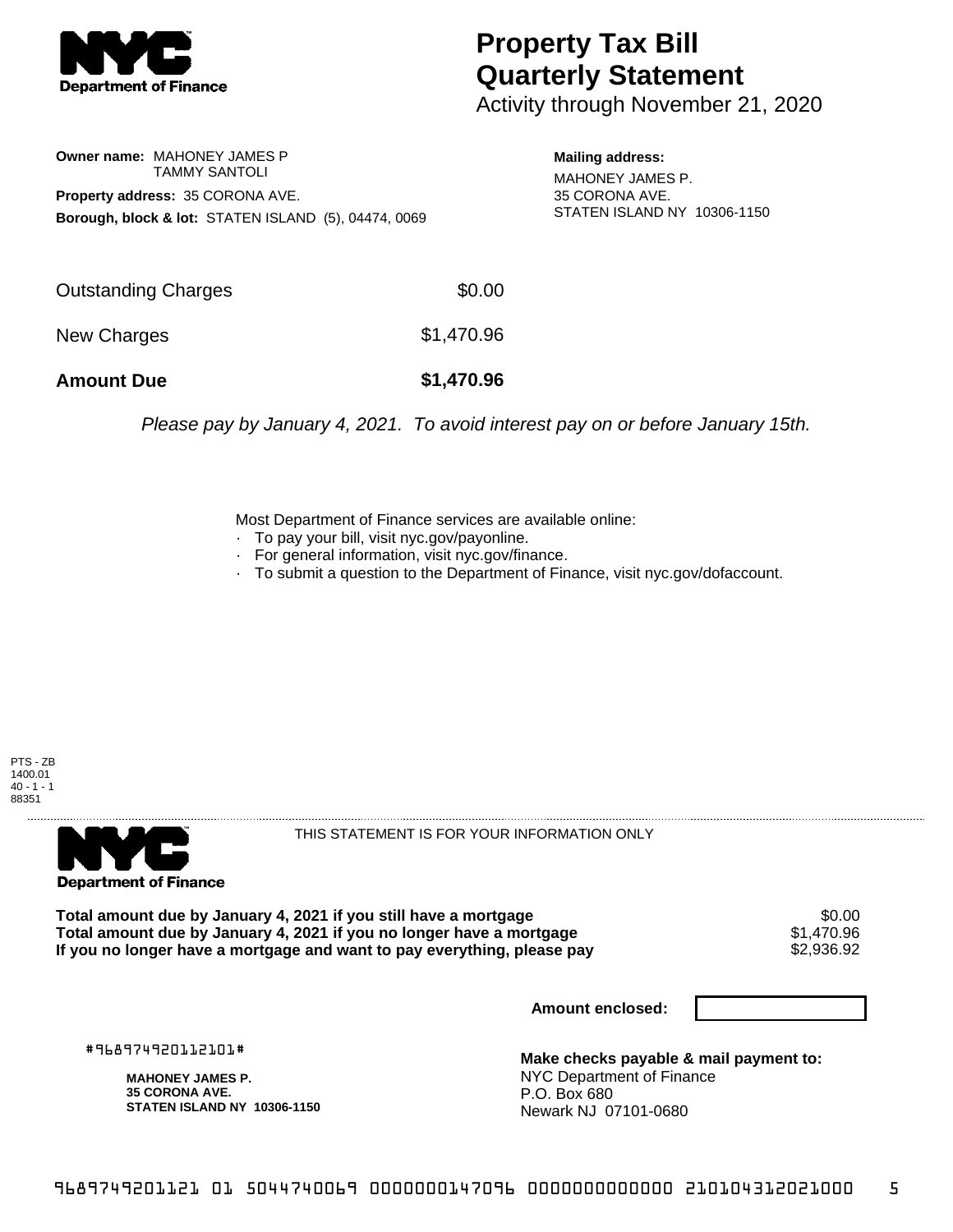# Property Tax Bill Quarterly Statement

Activity through November 21, 2020

**Owner name:** MAHONEY JAMES P
TAMMY SANTOLI

**Property address:** 35 CORONA AVE.

**Borough, block & lot:** STATEN ISLAND (5), 04474, 0069

**Mailing address:**
MAHONEY JAMES P.
35 CORONA AVE.
STATEN ISLAND NY 10306-1150

| | |
|---|---|
| Outstanding Charges | $0.00 |
| New Charges | $1,470.96 |
| **Amount Due** | **$1,470.96** |

*Please pay by January 4, 2021. To avoid interest pay on or before January 15th.*

Most Department of Finance services are available online:
- To pay your bill, visit nyc.gov/payonline.
- For general information, visit nyc.gov/finance.
- To submit a question to the Department of Finance, visit nyc.gov/dofaccount.

PTS - ZB
1400.01
40 - 1 - 1
88351

THIS STATEMENT IS FOR YOUR INFORMATION ONLY

| | |
|---|---|
| **Total amount due by January 4, 2021 if you still have a mortgage** | $0.00 |
| **Total amount due by January 4, 2021 if you no longer have a mortgage** | $1,470.96 |
| **If you no longer have a mortgage and want to pay everything, please pay** | $2,936.92 |

**Amount enclosed:**

#968974920112101#

**MAHONEY JAMES P.**
**35 CORONA AVE.**
**STATEN ISLAND NY 10306-1150**

**Make checks payable & mail payment to:**
NYC Department of Finance
P.O. Box 680
Newark NJ 07101-0680

968974920112101 01 5044740069 0000000147096 0000000000000 210104312021000 5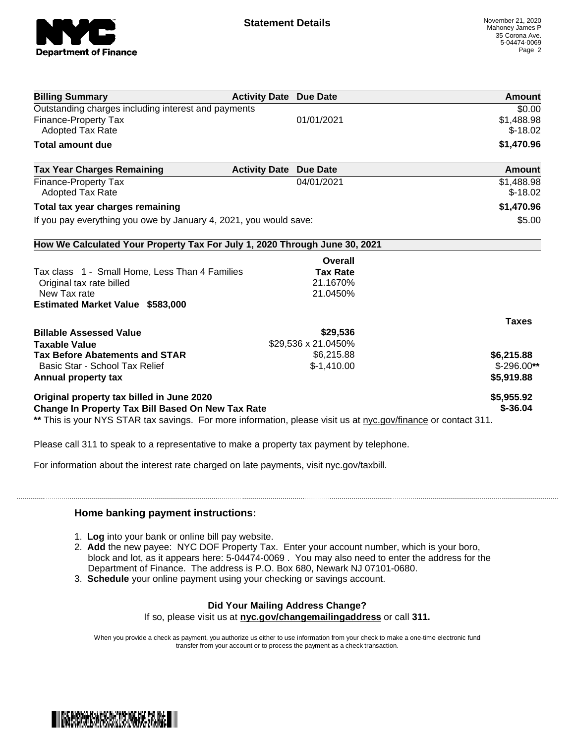# Statement Details

November 21, 2020
Mahoney James P
35 Corona Ave.
5-04474-0069

| Billing Summary | Activity Date | Due Date | Amount |
| --- | --- | --- | --- |
| Outstanding charges including interest and payments | | | $0.00 |
| Finance-Property Tax | | 01/01/2021 | $1,488.98 |
| Adopted Tax Rate | | | $-18.02 |
| **Total amount due** | | | **$1,470.96** |

| Tax Year Charges Remaining | Activity Date | Due Date | Amount |
| --- | --- | --- | --- |
| Finance-Property Tax | | 04/01/2021 | $1,488.98 |
| Adopted Tax Rate | | | $-18.02 |
| **Total tax year charges remaining** | | | **$1,470.96** |
| If you pay everything you owe by January 4, 2021, you would save: | | | $5.00 |

## How We Calculated Your Property Tax For July 1, 2020 Through June 30, 2021

| | Overall Tax Rate | |
| --- | --- | --- |
| Tax class 1 - Small Home, Less Than 4 Families | | |
| Original tax rate billed | 21.1670% | |
| New Tax rate | 21.0450% | |
| **Estimated Market Value $583,000** | | |
| | | **Taxes** |
| **Billable Assessed Value** | **$29,536** | |
| **Taxable Value** | $29,536 x 21.0450% | |
| **Tax Before Abatements and STAR** | $6,215.88 | **$6,215.88** |
| Basic Star - School Tax Relief | $-1,410.00 | $-296.00** |
| **Annual property tax** | | **$5,919.88** |
| **Original property tax billed in June 2020** | | **$5,955.92** |
| **Change In Property Tax Bill Based On New Tax Rate** | | **$-36.04** |

** This is your NYS STAR tax savings. For more information, please visit us at nyc.gov/finance or contact 311.

Please call 311 to speak to a representative to make a property tax payment by telephone.

For information about the interest rate charged on late payments, visit nyc.gov/taxbill.

### Home banking payment instructions:

1. **Log** into your bank or online bill pay website.
2. **Add** the new payee: NYC DOF Property Tax. Enter your account number, which is your boro, block and lot, as it appears here: 5-04474-0069 . You may also need to enter the address for the Department of Finance. The address is P.O. Box 680, Newark NJ 07101-0680.
3. **Schedule** your online payment using your checking or savings account.

**Did Your Mailing Address Change?**
If so, please visit us at **nyc.gov/changemailingaddress** or call **311.**

When you provide a check as payment, you authorize us either to use information from your check to make a one-time electronic fund transfer from your account or to process the payment as a check transaction.